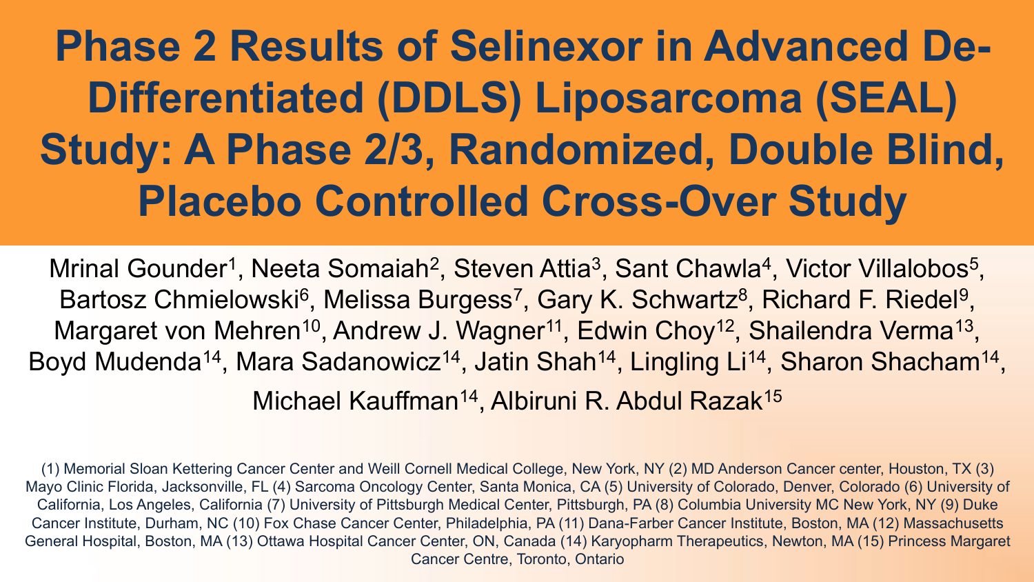# Phase 2 Results of Selinexor in Advanced De-Differentiated (DDLS) Liposarcoma (SEAL) Study: A Phase 2/3, Randomized, Double Blind, Placebo Controlled Cross-Over Study

Mrinal Gounder[1], Neeta Somaiah[2], Steven Attia[3], Sant Chawla[4], Victor Villalobos[5], Bartosz Chmielowski[6], Melissa Burgess[7], Gary K. Schwartz[8], Richard F. Riedel[9], Margaret von Mehren[10], Andrew J. Wagner[11], Edwin Choy[12], Shailendra Verma[13], Boyd Mudenda[14], Mara Sadanowicz[14], Jatin Shah[14], Lingling Li[14], Sharon Shacham[14], Michael Kauffman[14], Albiruni R. Abdul Razak[15]

(1) Memorial Sloan Kettering Cancer Center and Weill Cornell Medical College, New York, NY (2) MD Anderson Cancer center, Houston, TX (3) Mayo Clinic Florida, Jacksonville, FL (4) Sarcoma Oncology Center, Santa Monica, CA (5) University of Colorado, Denver, Colorado (6) University of California, Los Angeles, California (7) University of Pittsburgh Medical Center, Pittsburgh, PA (8) Columbia University MC New York, NY (9) Duke Cancer Institute, Durham, NC (10) Fox Chase Cancer Center, Philadelphia, PA (11) Dana-Farber Cancer Institute, Boston, MA (12) Massachusetts General Hospital, Boston, MA (13) Ottawa Hospital Cancer Center, ON, Canada (14) Karyopharm Therapeutics, Newton, MA (15) Princess Margaret Cancer Centre, Toronto, Ontario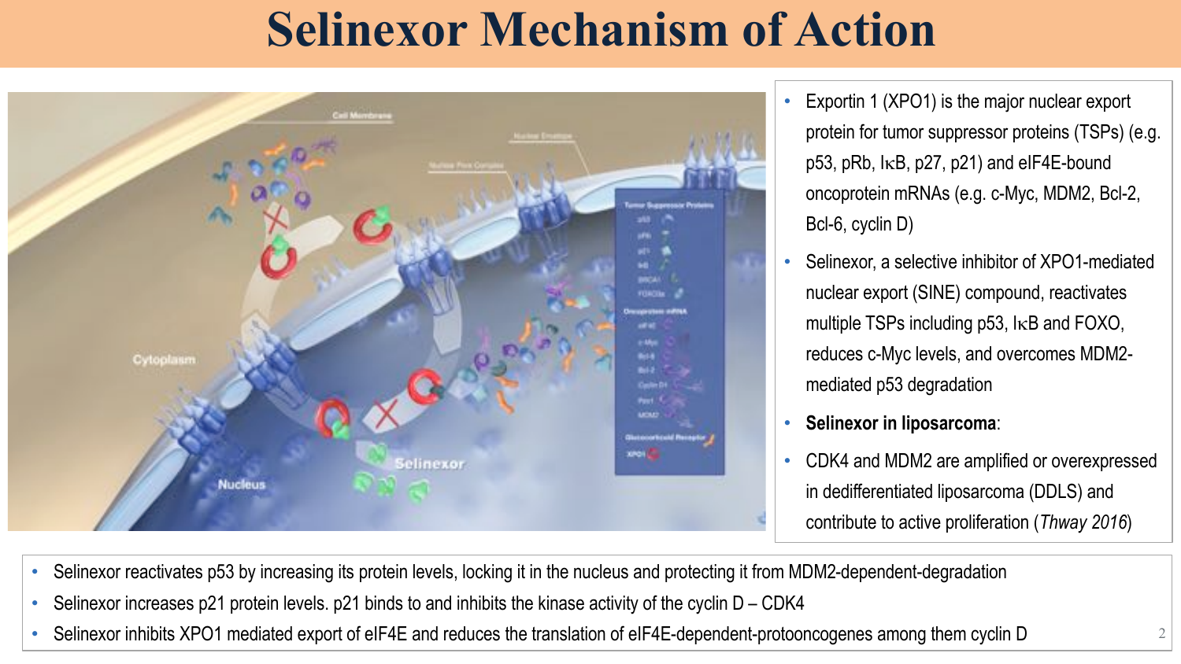# Selinexor Mechanism of Action

- Exportin 1 (XPO1) is the major nuclear export protein for tumor suppressor proteins (TSPs) (e.g. p53, pRb, IκB, p27, p21) and eIF4E-bound oncoprotein mRNAs (e.g. c-Myc, MDM2, Bcl-2, Bcl-6, cyclin D)
- Selinexor, a selective inhibitor of XPO1-mediated nuclear export (SINE) compound, reactivates multiple TSPs including p53, IκB and FOXO, reduces c-Myc levels, and overcomes MDM2-mediated p53 degradation
- **Selinexor in liposarcoma**:
- CDK4 and MDM2 are amplified or overexpressed in dedifferentiated liposarcoma (DDLS) and contribute to active proliferation (*Thway 2016*)

---

- Selinexor reactivates p53 by increasing its protein levels, locking it in the nucleus and protecting it from MDM2-dependent-degradation
- Selinexor increases p21 protein levels. p21 binds to and inhibits the kinase activity of the cyclin D – CDK4
- Selinexor inhibits XPO1 mediated export of eIF4E and reduces the translation of eIF4E-dependent-protooncogenes among them cyclin D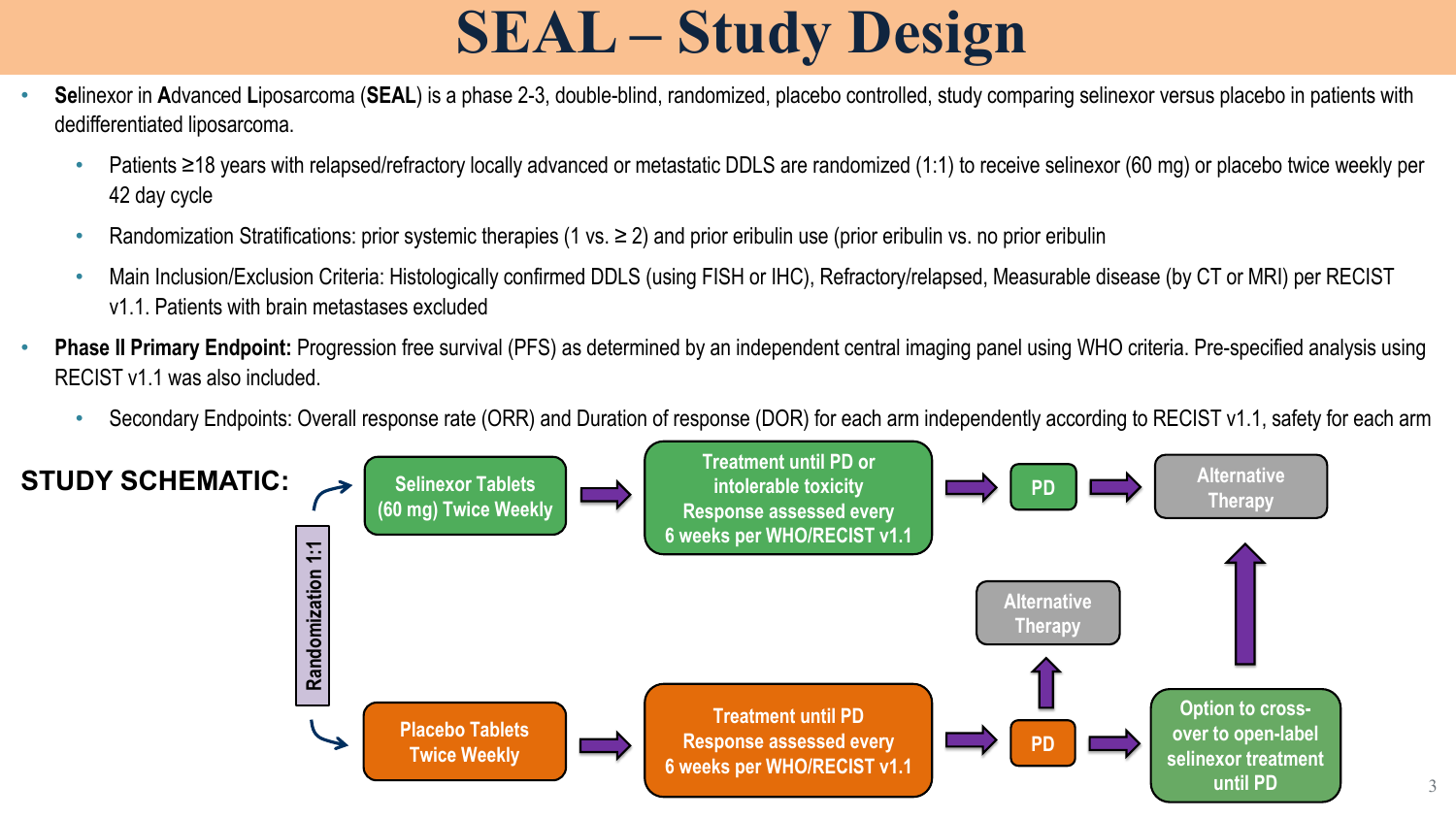# SEAL – Study Design

- **Se**linexor in **A**dvanced **L**iposarcoma (**SEAL**) is a phase 2-3, double-blind, randomized, placebo controlled, study comparing selinexor versus placebo in patients with dedifferentiated liposarcoma.
  - Patients ≥18 years with relapsed/refractory locally advanced or metastatic DDLS are randomized (1:1) to receive selinexor (60 mg) or placebo twice weekly per 42 day cycle
  - Randomization Stratifications: prior systemic therapies (1 vs. ≥ 2) and prior eribulin use (prior eribulin vs. no prior eribulin
  - Main Inclusion/Exclusion Criteria: Histologically confirmed DDLS (using FISH or IHC), Refractory/relapsed, Measurable disease (by CT or MRI) per RECIST v1.1. Patients with brain metastases excluded
- **Phase II Primary Endpoint:** Progression free survival (PFS) as determined by an independent central imaging panel using WHO criteria. Pre-specified analysis using RECIST v1.1 was also included.
  - Secondary Endpoints: Overall response rate (ORR) and Duration of response (DOR) for each arm independently according to RECIST v1.1, safety for each arm

**STUDY SCHEMATIC:**

Randomization 1:1

- Selinexor Tablets (60 mg) Twice Weekly → Treatment until PD or intolerable toxicity Response assessed every 6 weeks per WHO/RECIST v1.1 → PD → Alternative Therapy
- Placebo Tablets Twice Weekly → Treatment until PD Response assessed every 6 weeks per WHO/RECIST v1.1 → PD → Alternative Therapy
  - PD → Option to cross-over to open-label selinexor treatment until PD → Alternative Therapy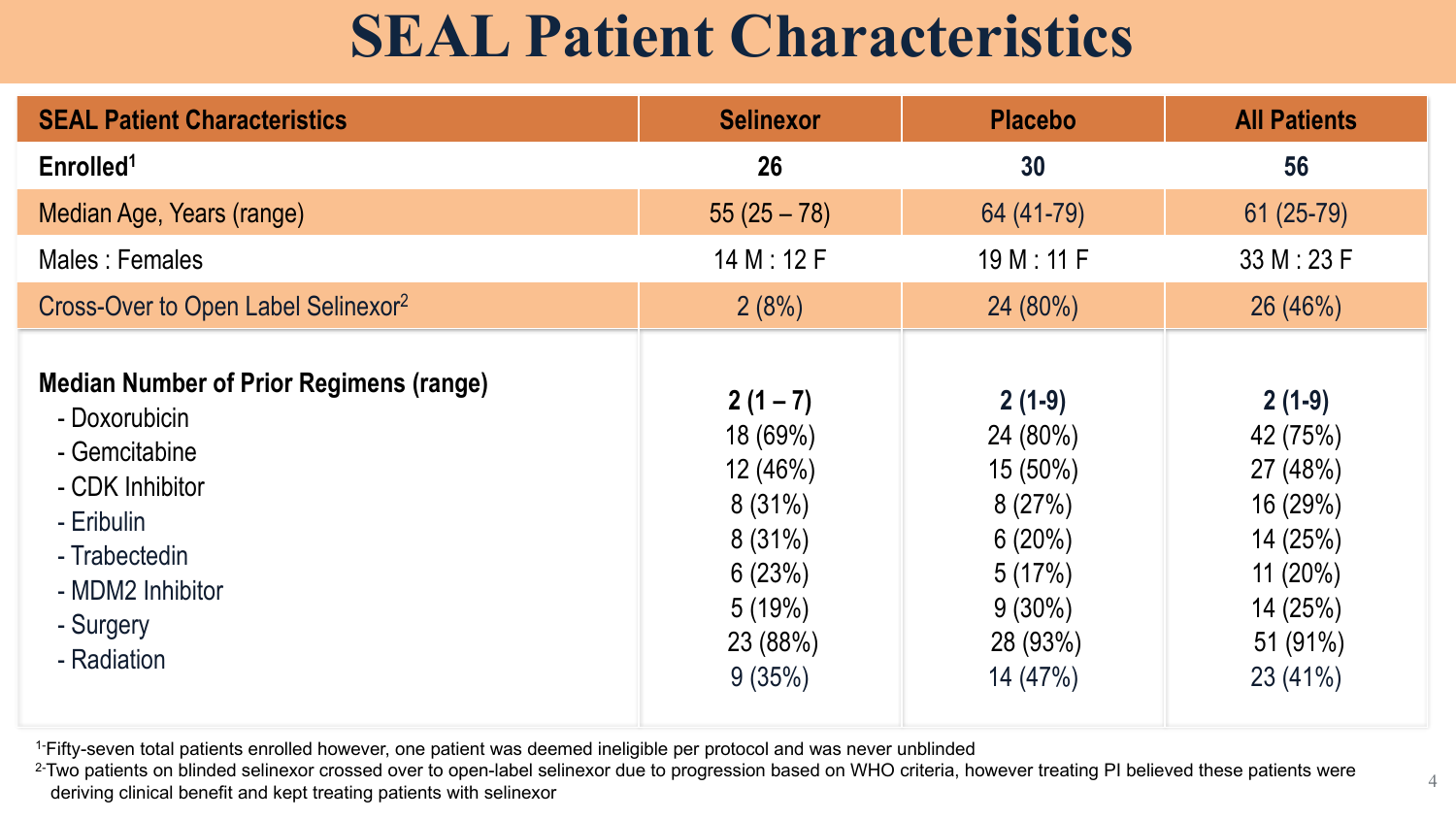# SEAL Patient Characteristics

| SEAL Patient Characteristics | Selinexor | Placebo | All Patients |
|---|---|---|---|
| **Enrolled[1]** | **26** | **30** | **56** |
| Median Age, Years (range) | 55 (25 – 78) | 64 (41-79) | 61 (25-79) |
| Males : Females | 14 M : 12 F | 19 M : 11 F | 33 M : 23 F |
| Cross-Over to Open Label Selinexor[2] | 2 (8%) | 24 (80%) | 26 (46%) |
| **Median Number of Prior Regimens (range)** | **2 (1 – 7)** | **2 (1-9)** | **2 (1-9)** |
| - Doxorubicin | 18 (69%) | 24 (80%) | 42 (75%) |
| - Gemcitabine | 12 (46%) | 15 (50%) | 27 (48%) |
| - CDK Inhibitor | 8 (31%) | 8 (27%) | 16 (29%) |
| - Eribulin | 8 (31%) | 6 (20%) | 14 (25%) |
| - Trabectedin | 6 (23%) | 5 (17%) | 11 (20%) |
| - MDM2 Inhibitor | 5 (19%) | 9 (30%) | 14 (25%) |
| - Surgery | 23 (88%) | 28 (93%) | 51 (91%) |
| - Radiation | 9 (35%) | 14 (47%) | 23 (41%) |

[1] Fifty-seven total patients enrolled however, one patient was deemed ineligible per protocol and was never unblinded

[2] Two patients on blinded selinexor crossed over to open-label selinexor due to progression based on WHO criteria, however treating PI believed these patients were deriving clinical benefit and kept treating patients with selinexor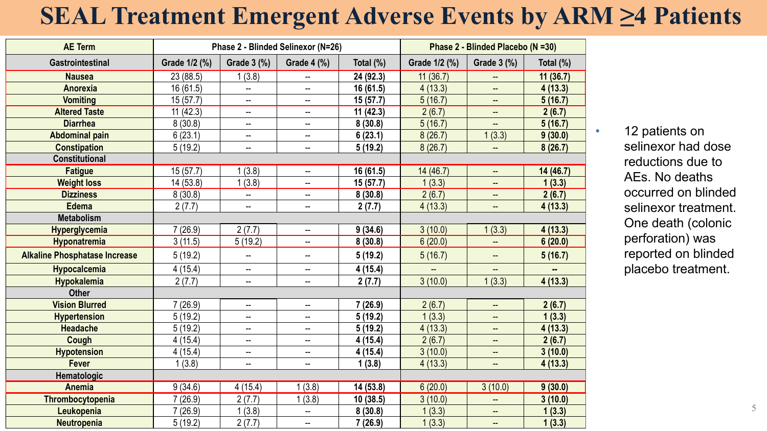# SEAL Treatment Emergent Adverse Events by ARM ≥4 Patients

| AE Term | Phase 2 - Blinded Selinexor (N=26) | | | | Phase 2 - Blinded Placebo (N =30) | | |
|---|---|---|---|---|---|---|---|
| **Gastrointestinal** | **Grade 1/2 (%)** | **Grade 3 (%)** | **Grade 4 (%)** | **Total (%)** | **Grade 1/2 (%)** | **Grade 3 (%)** | **Total (%)** |
| Nausea | 23 (88.5) | 1 (3.8) | -- | **24 (92.3)** | 11 (36.7) | -- | **11 (36.7)** |
| Anorexia | 16 (61.5) | -- | -- | **16 (61.5)** | 4 (13.3) | -- | **4 (13.3)** |
| Vomiting | 15 (57.7) | -- | -- | **15 (57.7)** | 5 (16.7) | -- | **5 (16.7)** |
| Altered Taste | 11 (42.3) | -- | -- | **11 (42.3)** | 2 (6.7) | -- | **2 (6.7)** |
| Diarrhea | 8 (30.8) | -- | -- | **8 (30.8)** | 5 (16.7) | -- | **5 (16.7)** |
| Abdominal pain | 6 (23.1) | -- | -- | **6 (23.1)** | 8 (26.7) | 1 (3.3) | **9 (30.0)** |
| Constipation | 5 (19.2) | -- | -- | **5 (19.2)** | 8 (26.7) | -- | **8 (26.7)** |
| **Constitutional** | | | | | | | |
| Fatigue | 15 (57.7) | 1 (3.8) | -- | **16 (61.5)** | 14 (46.7) | -- | **14 (46.7)** |
| Weight loss | 14 (53.8) | 1 (3.8) | -- | **15 (57.7)** | 1 (3.3) | -- | **1 (3.3)** |
| Dizziness | 8 (30.8) | -- | -- | **8 (30.8)** | 2 (6.7) | -- | **2 (6.7)** |
| Edema | 2 (7.7) | -- | -- | **2 (7.7)** | 4 (13.3) | -- | **4 (13.3)** |
| **Metabolism** | | | | | | | |
| Hyperglycemia | 7 (26.9) | 2 (7.7) | -- | **9 (34.6)** | 3 (10.0) | 1 (3.3) | **4 (13.3)** |
| Hyponatremia | 3 (11.5) | 5 (19.2) | -- | **8 (30.8)** | 6 (20.0) | -- | **6 (20.0)** |
| Alkaline Phosphatase Increase | 5 (19.2) | -- | -- | **5 (19.2)** | 5 (16.7) | -- | **5 (16.7)** |
| Hypocalcemia | 4 (15.4) | -- | -- | **4 (15.4)** | -- | -- | **--** |
| Hypokalemia | 2 (7.7) | -- | -- | **2 (7.7)** | 3 (10.0) | 1 (3.3) | **4 (13.3)** |
| **Other** | | | | | | | |
| Vision Blurred | 7 (26.9) | -- | -- | **7 (26.9)** | 2 (6.7) | -- | **2 (6.7)** |
| Hypertension | 5 (19.2) | -- | -- | **5 (19.2)** | 1 (3.3) | -- | **1 (3.3)** |
| Headache | 5 (19.2) | -- | -- | **5 (19.2)** | 4 (13.3) | -- | **4 (13.3)** |
| Cough | 4 (15.4) | -- | -- | **4 (15.4)** | 2 (6.7) | -- | **2 (6.7)** |
| Hypotension | 4 (15.4) | -- | -- | **4 (15.4)** | 3 (10.0) | -- | **3 (10.0)** |
| Fever | 1 (3.8) | -- | -- | **1 (3.8)** | 4 (13.3) | -- | **4 (13.3)** |
| **Hematologic** | | | | | | | |
| Anemia | 9 (34.6) | 4 (15.4) | 1 (3.8) | **14 (53.8)** | 6 (20.0) | 3 (10.0) | **9 (30.0)** |
| Thrombocytopenia | 7 (26.9) | 2 (7.7) | 1 (3.8) | **10 (38.5)** | 3 (10.0) | -- | **3 (10.0)** |
| Leukopenia | 7 (26.9) | 1 (3.8) | -- | **8 (30.8)** | 1 (3.3) | -- | **1 (3.3)** |
| Neutropenia | 5 (19.2) | 2 (7.7) | -- | **7 (26.9)** | 1 (3.3) | -- | **1 (3.3)** |

- 12 patients on selinexor had dose reductions due to AEs. No deaths occurred on blinded selinexor treatment. One death (colonic perforation) was reported on blinded placebo treatment.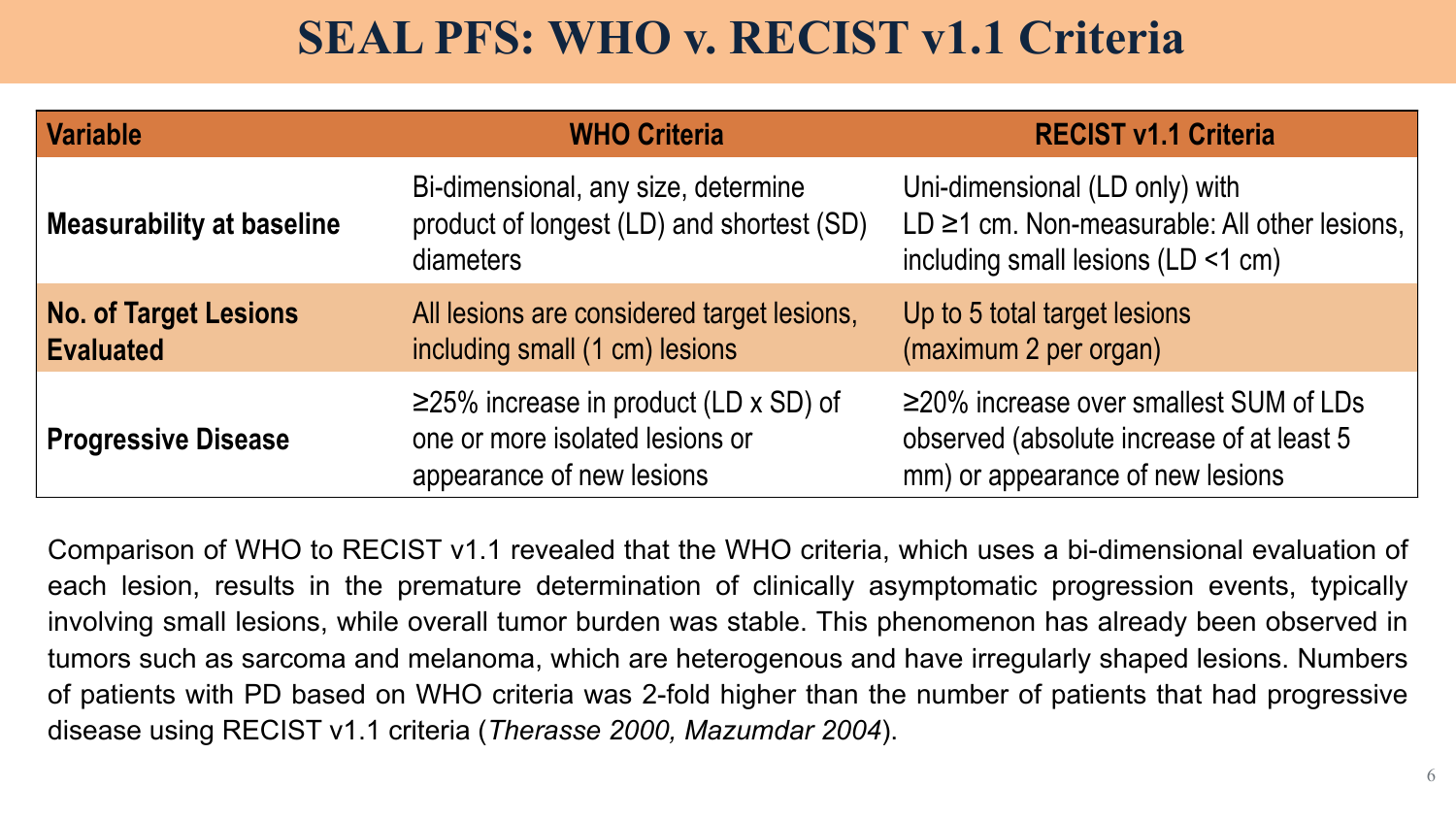# SEAL PFS: WHO v. RECIST v1.1 Criteria

| Variable | WHO Criteria | RECIST v1.1 Criteria |
| --- | --- | --- |
| **Measurability at baseline** | Bi-dimensional, any size, determine product of longest (LD) and shortest (SD) diameters | Uni-dimensional (LD only) with LD ≥1 cm. Non-measurable: All other lesions, including small lesions (LD <1 cm) |
| **No. of Target Lesions Evaluated** | All lesions are considered target lesions, including small (1 cm) lesions | Up to 5 total target lesions (maximum 2 per organ) |
| **Progressive Disease** | ≥25% increase in product (LD x SD) of one or more isolated lesions or appearance of new lesions | ≥20% increase over smallest SUM of LDs observed (absolute increase of at least 5 mm) or appearance of new lesions |

Comparison of WHO to RECIST v1.1 revealed that the WHO criteria, which uses a bi-dimensional evaluation of each lesion, results in the premature determination of clinically asymptomatic progression events, typically involving small lesions, while overall tumor burden was stable. This phenomenon has already been observed in tumors such as sarcoma and melanoma, which are heterogenous and have irregularly shaped lesions. Numbers of patients with PD based on WHO criteria was 2-fold higher than the number of patients that had progressive disease using RECIST v1.1 criteria (*Therasse 2000, Mazumdar 2004*).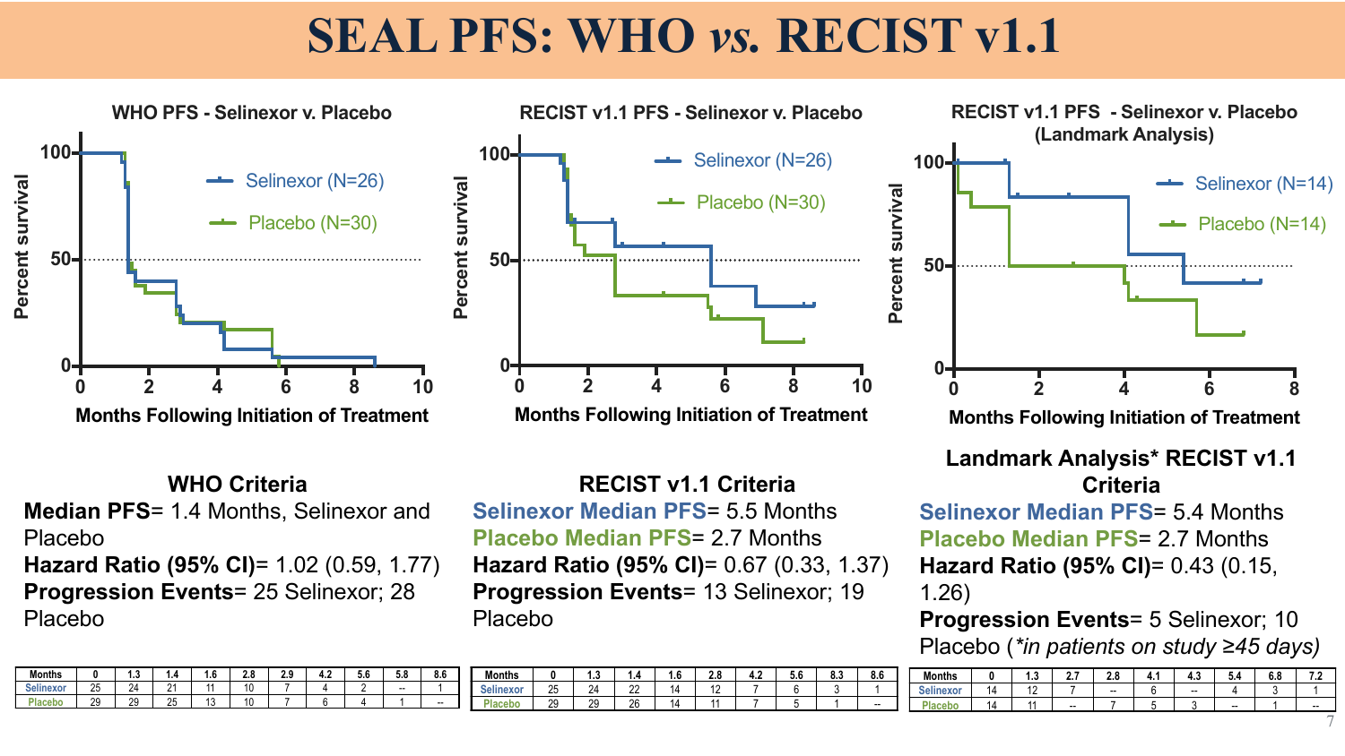# SEAL PFS: WHO *vs.* RECIST v1.1

## WHO Criteria

**Median PFS**= 1.4 Months, Selinexor and Placebo
**Hazard Ratio (95% CI)**= 1.02 (0.59, 1.77)
**Progression Events**= 25 Selinexor; 28 Placebo

| Months | 0 | 1.3 | 1.4 | 1.6 | 2.8 | 2.9 | 4.2 | 5.6 | 5.8 | 8.6 |
|---|---|---|---|---|---|---|---|---|---|---|
| Selinexor | 25 | 24 | 21 | 11 | 10 | 7 | 4 | 2 | -- | 1 |
| Placebo | 29 | 29 | 25 | 13 | 10 | 7 | 6 | 4 | 1 | -- |

## RECIST v1.1 Criteria

**Selinexor Median PFS**= 5.5 Months
**Placebo Median PFS**= 2.7 Months
**Hazard Ratio (95% CI)**= 0.67 (0.33, 1.37)
**Progression Events**= 13 Selinexor; 19 Placebo

| Months | 0 | 1.3 | 1.4 | 1.6 | 2.8 | 4.2 | 5.6 | 8.3 | 8.6 |
|---|---|---|---|---|---|---|---|---|---|
| Selinexor | 25 | 24 | 22 | 14 | 12 | 7 | 6 | 3 | 1 |
| Placebo | 29 | 29 | 26 | 14 | 11 | 7 | 5 | 1 | -- |

## Landmark Analysis* RECIST v1.1 Criteria

**Selinexor Median PFS**= 5.4 Months
**Placebo Median PFS**= 2.7 Months
**Hazard Ratio (95% CI)**= 0.43 (0.15, 1.26)
**Progression Events**= 5 Selinexor; 10 Placebo (*\*in patients on study ≥45 days)*

| Months | 0 | 1.3 | 2.7 | 2.8 | 4.1 | 4.3 | 5.4 | 6.8 | 7.2 |
|---|---|---|---|---|---|---|---|---|---|
| Selinexor | 14 | 12 | 7 | -- | 6 | -- | 4 | 3 | 1 |
| Placebo | 14 | 11 | -- | 7 | 5 | 3 | -- | 1 | -- |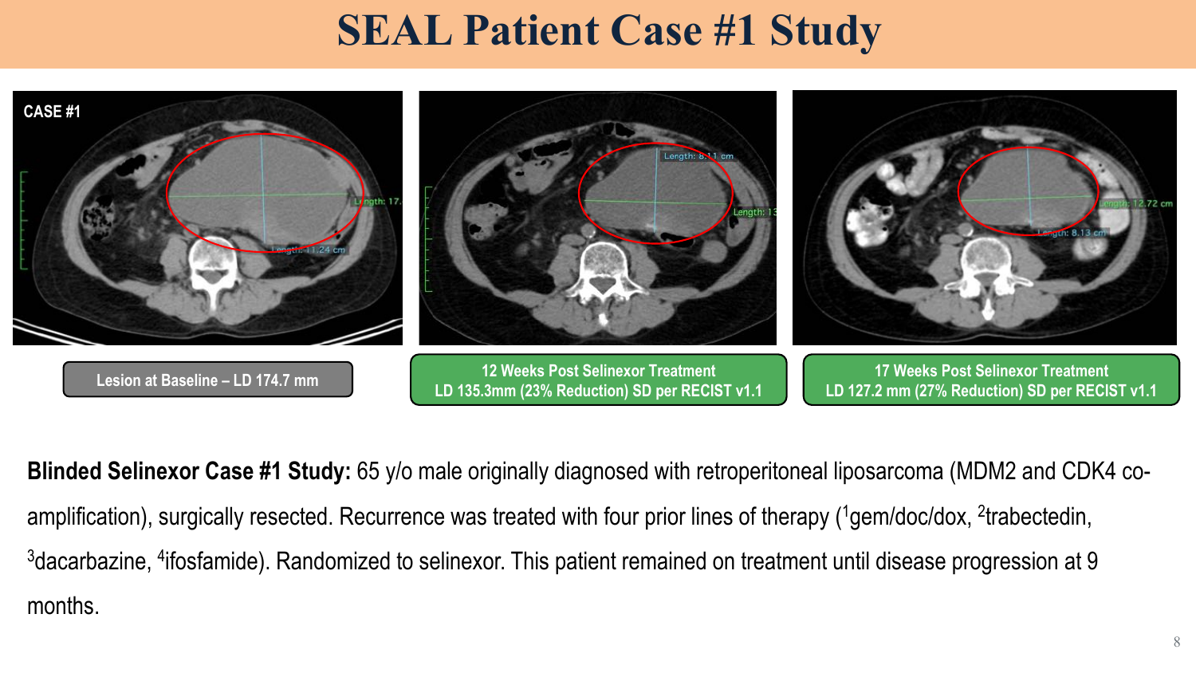# SEAL Patient Case #1 Study

CASE #1

Lesion at Baseline – LD 174.7 mm

12 Weeks Post Selinexor Treatment
LD 135.3mm (23% Reduction) SD per RECIST v1.1

17 Weeks Post Selinexor Treatment
LD 127.2 mm (27% Reduction) SD per RECIST v1.1

**Blinded Selinexor Case #1 Study:** 65 y/o male originally diagnosed with retroperitoneal liposarcoma (MDM2 and CDK4 co-amplification), surgically resected. Recurrence was treated with four prior lines of therapy ([1]gem/doc/dox, [2]trabectedin, [3]dacarbazine, [4]ifosfamide). Randomized to selinexor. This patient remained on treatment until disease progression at 9 months.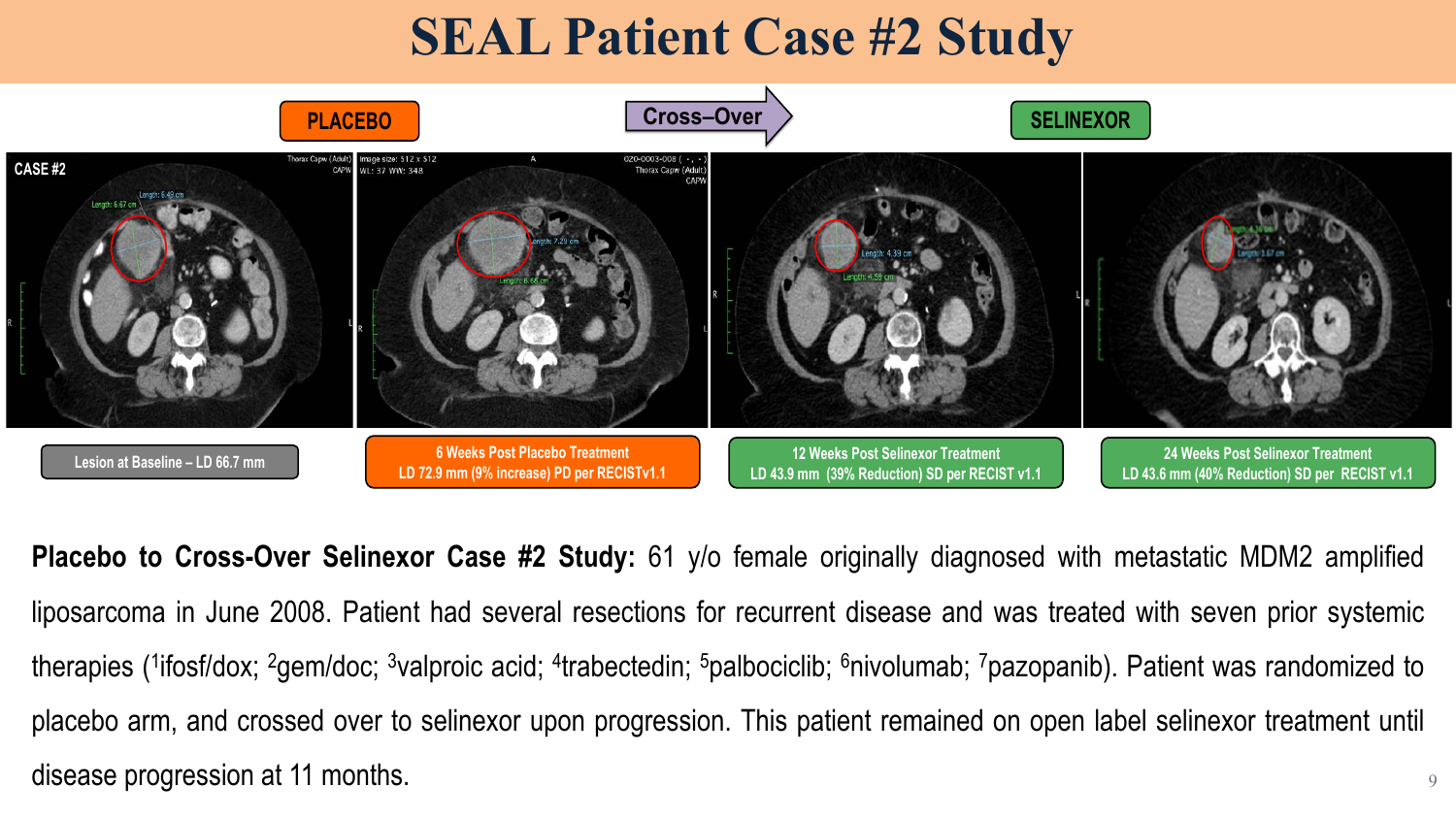# SEAL Patient Case #2 Study

PLACEBO

Cross–Over

SELINEXOR

Lesion at Baseline – LD 66.7 mm

6 Weeks Post Placebo Treatment
LD 72.9 mm (9% increase) PD per RECISTv1.1

12 Weeks Post Selinexor Treatment
LD 43.9 mm (39% Reduction) SD per RECIST v1.1

24 Weeks Post Selinexor Treatment
LD 43.6 mm (40% Reduction) SD per RECIST v1.1

**Placebo to Cross-Over Selinexor Case #2 Study:** 61 y/o female originally diagnosed with metastatic MDM2 amplified liposarcoma in June 2008. Patient had several resections for recurrent disease and was treated with seven prior systemic therapies ([1]ifosf/dox; [2]gem/doc; [3]valproic acid; [4]trabectedin; [5]palbociclib; [6]nivolumab; [7]pazopanib). Patient was randomized to placebo arm, and crossed over to selinexor upon progression. This patient remained on open label selinexor treatment until disease progression at 11 months.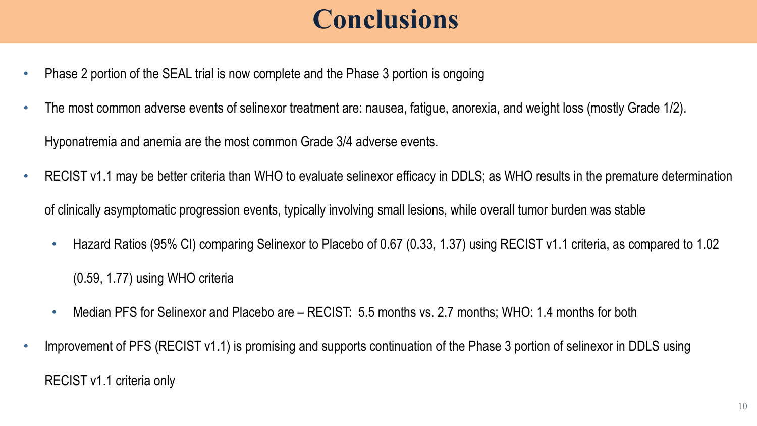# Conclusions

- Phase 2 portion of the SEAL trial is now complete and the Phase 3 portion is ongoing
- The most common adverse events of selinexor treatment are: nausea, fatigue, anorexia, and weight loss (mostly Grade 1/2). Hyponatremia and anemia are the most common Grade 3/4 adverse events.
- RECIST v1.1 may be better criteria than WHO to evaluate selinexor efficacy in DDLS; as WHO results in the premature determination of clinically asymptomatic progression events, typically involving small lesions, while overall tumor burden was stable
  - Hazard Ratios (95% CI) comparing Selinexor to Placebo of 0.67 (0.33, 1.37) using RECIST v1.1 criteria, as compared to 1.02 (0.59, 1.77) using WHO criteria
  - Median PFS for Selinexor and Placebo are – RECIST: 5.5 months vs. 2.7 months; WHO: 1.4 months for both
- Improvement of PFS (RECIST v1.1) is promising and supports continuation of the Phase 3 portion of selinexor in DDLS using RECIST v1.1 criteria only